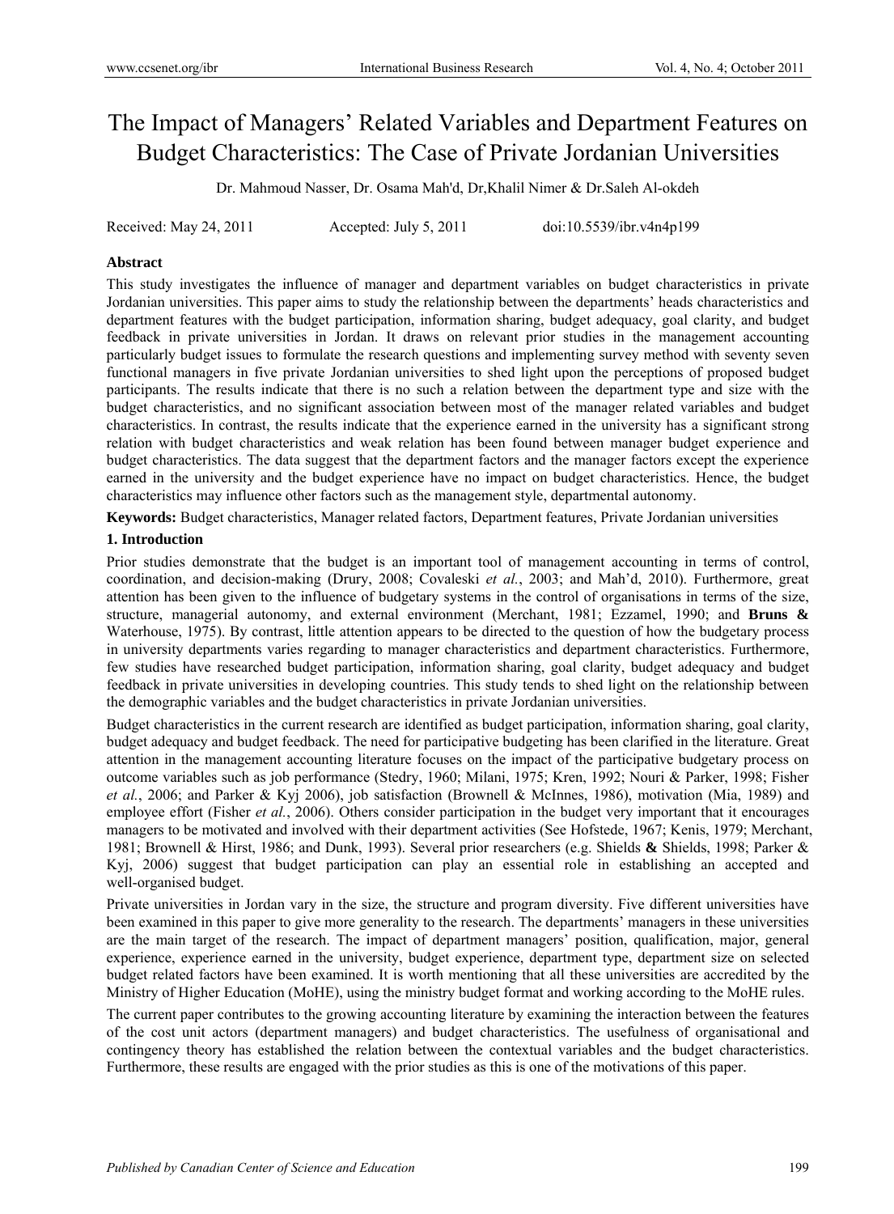# The Impact of Managers' Related Variables and Department Features on Budget Characteristics: The Case of Private Jordanian Universities

Dr. Mahmoud Nasser, Dr. Osama Mah'd, Dr,Khalil Nimer & Dr.Saleh Al-okdeh

Received: May 24, 2011  Accepted: July 5, 2011  doi:10.5539/ibr.v4n4p199

## Abstract

This study investigates the influence of manager and department variables on budget characteristics in private Jordanian universities. This paper aims to study the relationship between the departments' heads characteristics and department features with the budget participation, information sharing, budget adequacy, goal clarity, and budget feedback in private universities in Jordan. It draws on relevant prior studies in the management accounting particularly budget issues to formulate the research questions and implementing survey method with seventy seven functional managers in five private Jordanian universities to shed light upon the perceptions of proposed budget participants. The results indicate that there is no such a relation between the department type and size with the budget characteristics, and no significant association between most of the manager related variables and budget characteristics. In contrast, the results indicate that the experience earned in the university has a significant strong relation with budget characteristics and weak relation has been found between manager budget experience and budget characteristics. The data suggest that the department factors and the manager factors except the experience earned in the university and the budget experience have no impact on budget characteristics. Hence, the budget characteristics may influence other factors such as the management style, departmental autonomy.

**Keywords:** Budget characteristics, Manager related factors, Department features, Private Jordanian universities

## 1. Introduction

Prior studies demonstrate that the budget is an important tool of management accounting in terms of control, coordination, and decision-making (Drury, 2008; Covaleski *et al.*, 2003; and Mah'd, 2010). Furthermore, great attention has been given to the influence of budgetary systems in the control of organisations in terms of the size, structure, managerial autonomy, and external environment (Merchant, 1981; Ezzamel, 1990; and **Bruns &** Waterhouse, 1975). By contrast, little attention appears to be directed to the question of how the budgetary process in university departments varies regarding to manager characteristics and department characteristics. Furthermore, few studies have researched budget participation, information sharing, goal clarity, budget adequacy and budget feedback in private universities in developing countries. This study tends to shed light on the relationship between the demographic variables and the budget characteristics in private Jordanian universities.

Budget characteristics in the current research are identified as budget participation, information sharing, goal clarity, budget adequacy and budget feedback. The need for participative budgeting has been clarified in the literature. Great attention in the management accounting literature focuses on the impact of the participative budgetary process on outcome variables such as job performance (Stedry, 1960; Milani, 1975; Kren, 1992; Nouri & Parker, 1998; Fisher *et al.*, 2006; and Parker & Kyj 2006), job satisfaction (Brownell & McInnes, 1986), motivation (Mia, 1989) and employee effort (Fisher *et al.*, 2006). Others consider participation in the budget very important that it encourages managers to be motivated and involved with their department activities (See Hofstede, 1967; Kenis, 1979; Merchant, 1981; Brownell & Hirst, 1986; and Dunk, 1993). Several prior researchers (e.g. Shields **&** Shields, 1998; Parker & Kyj, 2006) suggest that budget participation can play an essential role in establishing an accepted and well-organised budget.

Private universities in Jordan vary in the size, the structure and program diversity. Five different universities have been examined in this paper to give more generality to the research. The departments' managers in these universities are the main target of the research. The impact of department managers' position, qualification, major, general experience, experience earned in the university, budget experience, department type, department size on selected budget related factors have been examined. It is worth mentioning that all these universities are accredited by the Ministry of Higher Education (MoHE), using the ministry budget format and working according to the MoHE rules.

The current paper contributes to the growing accounting literature by examining the interaction between the features of the cost unit actors (department managers) and budget characteristics. The usefulness of organisational and contingency theory has established the relation between the contextual variables and the budget characteristics. Furthermore, these results are engaged with the prior studies as this is one of the motivations of this paper.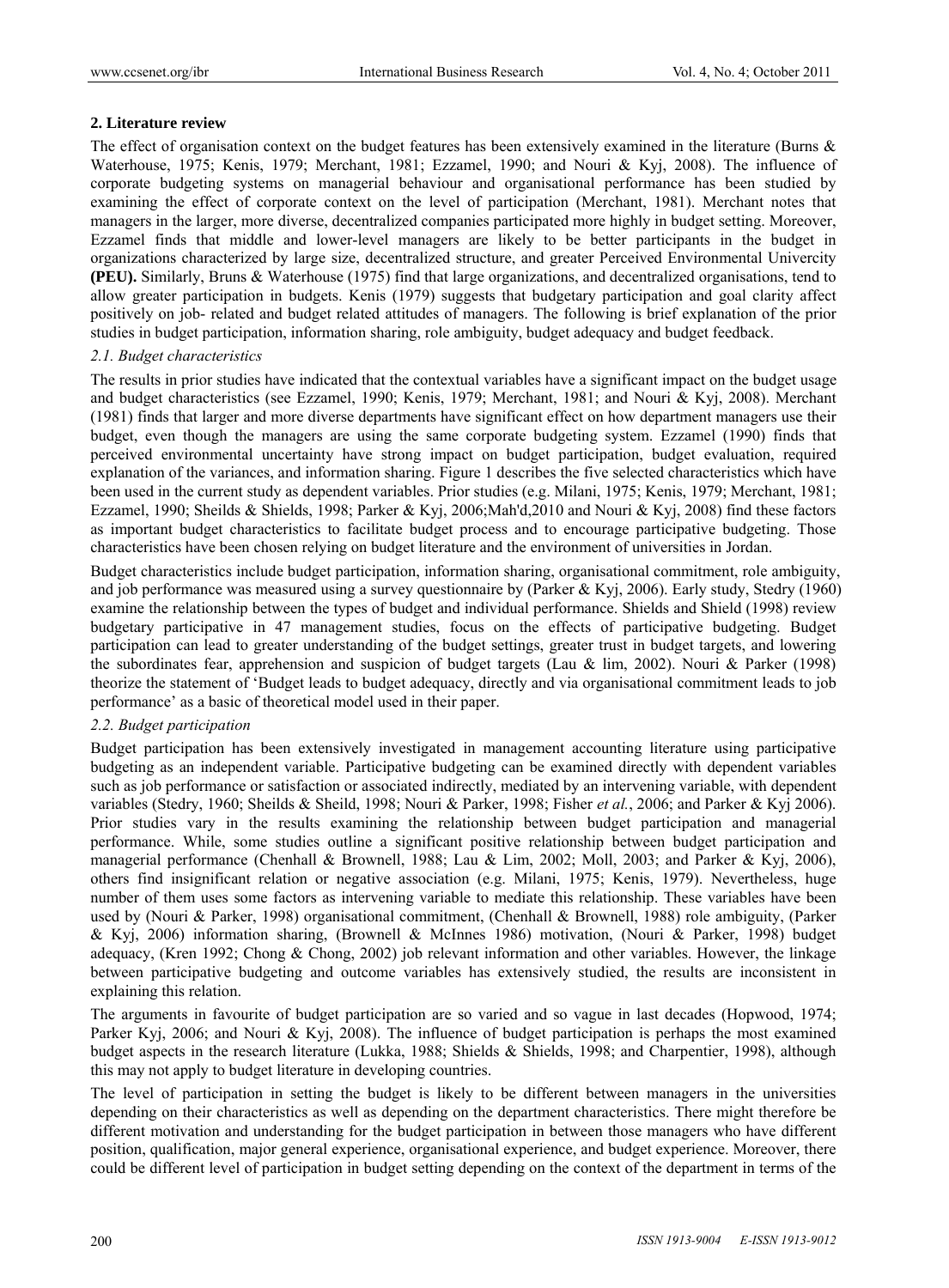## 2. Literature review

The effect of organisation context on the budget features has been extensively examined in the literature (Burns & Waterhouse, 1975; Kenis, 1979; Merchant, 1981; Ezzamel, 1990; and Nouri & Kyj, 2008). The influence of corporate budgeting systems on managerial behaviour and organisational performance has been studied by examining the effect of corporate context on the level of participation (Merchant, 1981). Merchant notes that managers in the larger, more diverse, decentralized companies participated more highly in budget setting. Moreover, Ezzamel finds that middle and lower-level managers are likely to be better participants in the budget in organizations characterized by large size, decentralized structure, and greater Perceived Environmental Univercity **(PEU).** Similarly, Bruns & Waterhouse (1975) find that large organizations, and decentralized organisations, tend to allow greater participation in budgets. Kenis (1979) suggests that budgetary participation and goal clarity affect positively on job- related and budget related attitudes of managers. The following is brief explanation of the prior studies in budget participation, information sharing, role ambiguity, budget adequacy and budget feedback.

### *2.1. Budget characteristics*

The results in prior studies have indicated that the contextual variables have a significant impact on the budget usage and budget characteristics (see Ezzamel, 1990; Kenis, 1979; Merchant, 1981; and Nouri & Kyj, 2008). Merchant (1981) finds that larger and more diverse departments have significant effect on how department managers use their budget, even though the managers are using the same corporate budgeting system. Ezzamel (1990) finds that perceived environmental uncertainty have strong impact on budget participation, budget evaluation, required explanation of the variances, and information sharing. Figure 1 describes the five selected characteristics which have been used in the current study as dependent variables. Prior studies (e.g. Milani, 1975; Kenis, 1979; Merchant, 1981; Ezzamel, 1990; Sheilds & Shields, 1998; Parker & Kyj, 2006;Mah'd,2010 and Nouri & Kyj, 2008) find these factors as important budget characteristics to facilitate budget process and to encourage participative budgeting. Those characteristics have been chosen relying on budget literature and the environment of universities in Jordan.

Budget characteristics include budget participation, information sharing, organisational commitment, role ambiguity, and job performance was measured using a survey questionnaire by (Parker & Kyj, 2006). Early study, Stedry (1960) examine the relationship between the types of budget and individual performance. Shields and Shield (1998) review budgetary participative in 47 management studies, focus on the effects of participative budgeting. Budget participation can lead to greater understanding of the budget settings, greater trust in budget targets, and lowering the subordinates fear, apprehension and suspicion of budget targets (Lau & lim, 2002). Nouri & Parker (1998) theorize the statement of 'Budget leads to budget adequacy, directly and via organisational commitment leads to job performance' as a basic of theoretical model used in their paper.

### *2.2. Budget participation*

Budget participation has been extensively investigated in management accounting literature using participative budgeting as an independent variable. Participative budgeting can be examined directly with dependent variables such as job performance or satisfaction or associated indirectly, mediated by an intervening variable, with dependent variables (Stedry, 1960; Sheilds & Sheild, 1998; Nouri & Parker, 1998; Fisher *et al.*, 2006; and Parker & Kyj 2006). Prior studies vary in the results examining the relationship between budget participation and managerial performance. While, some studies outline a significant positive relationship between budget participation and managerial performance (Chenhall & Brownell, 1988; Lau & Lim, 2002; Moll, 2003; and Parker & Kyj, 2006), others find insignificant relation or negative association (e.g. Milani, 1975; Kenis, 1979). Nevertheless, huge number of them uses some factors as intervening variable to mediate this relationship. These variables have been used by (Nouri & Parker, 1998) organisational commitment, (Chenhall & Brownell, 1988) role ambiguity, (Parker & Kyj, 2006) information sharing, (Brownell & McInnes 1986) motivation, (Nouri & Parker, 1998) budget adequacy, (Kren 1992; Chong & Chong, 2002) job relevant information and other variables. However, the linkage between participative budgeting and outcome variables has extensively studied, the results are inconsistent in explaining this relation.

The arguments in favourite of budget participation are so varied and so vague in last decades (Hopwood, 1974; Parker Kyj, 2006; and Nouri & Kyj, 2008). The influence of budget participation is perhaps the most examined budget aspects in the research literature (Lukka, 1988; Shields & Shields, 1998; and Charpentier, 1998), although this may not apply to budget literature in developing countries.

The level of participation in setting the budget is likely to be different between managers in the universities depending on their characteristics as well as depending on the department characteristics. There might therefore be different motivation and understanding for the budget participation in between those managers who have different position, qualification, major general experience, organisational experience, and budget experience. Moreover, there could be different level of participation in budget setting depending on the context of the department in terms of the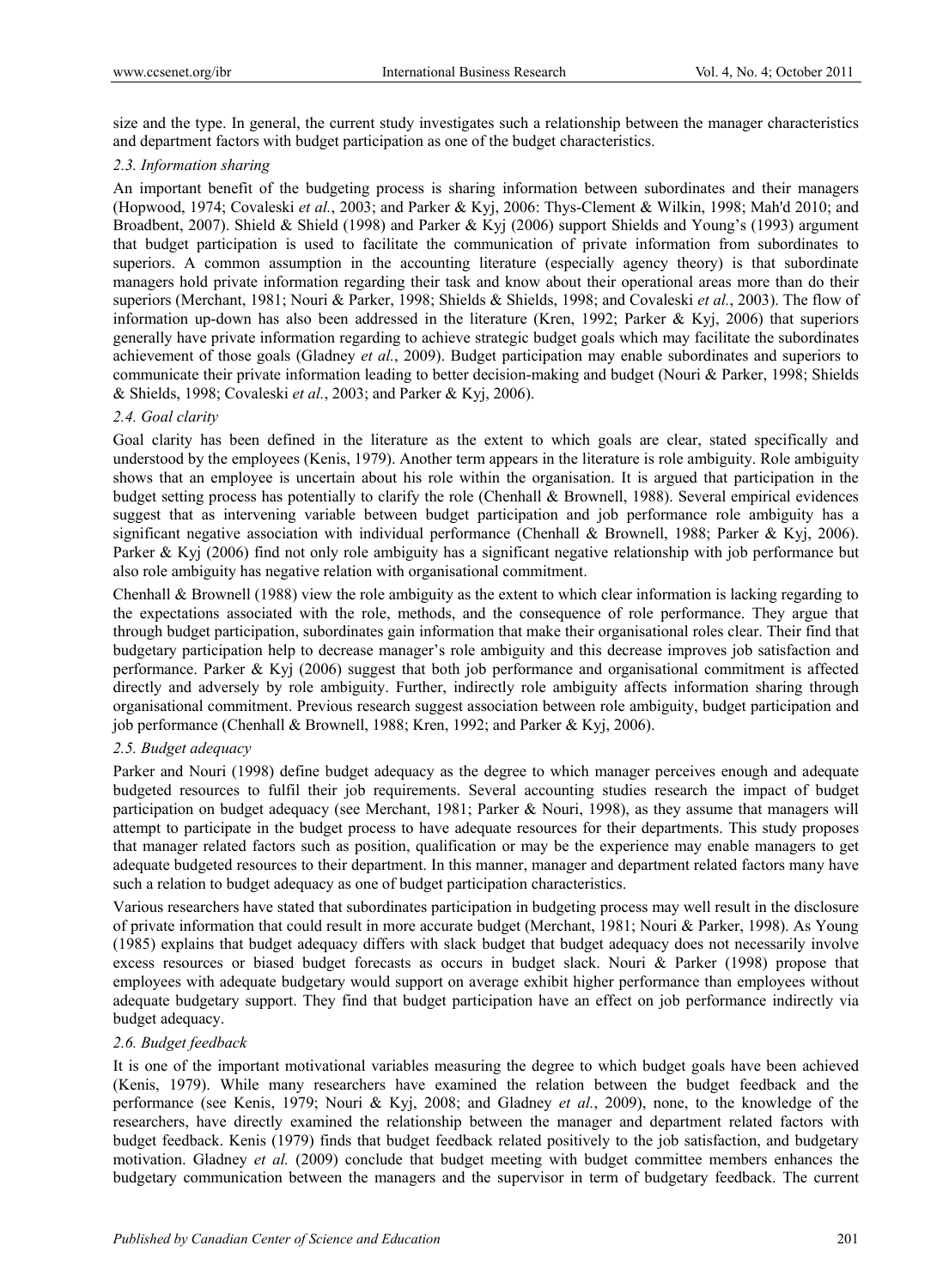size and the type. In general, the current study investigates such a relationship between the manager characteristics and department factors with budget participation as one of the budget characteristics.

### *2.3. Information sharing*

An important benefit of the budgeting process is sharing information between subordinates and their managers (Hopwood, 1974; Covaleski *et al.*, 2003; and Parker & Kyj, 2006: Thys-Clement & Wilkin, 1998; Mah'd 2010; and Broadbent, 2007). Shield & Shield (1998) and Parker & Kyj (2006) support Shields and Young's (1993) argument that budget participation is used to facilitate the communication of private information from subordinates to superiors. A common assumption in the accounting literature (especially agency theory) is that subordinate managers hold private information regarding their task and know about their operational areas more than do their superiors (Merchant, 1981; Nouri & Parker, 1998; Shields & Shields, 1998; and Covaleski *et al.*, 2003). The flow of information up-down has also been addressed in the literature (Kren, 1992; Parker & Kyj, 2006) that superiors generally have private information regarding to achieve strategic budget goals which may facilitate the subordinates achievement of those goals (Gladney *et al.*, 2009). Budget participation may enable subordinates and superiors to communicate their private information leading to better decision-making and budget (Nouri & Parker, 1998; Shields & Shields, 1998; Covaleski *et al.*, 2003; and Parker & Kyj, 2006).

### *2.4. Goal clarity*

Goal clarity has been defined in the literature as the extent to which goals are clear, stated specifically and understood by the employees (Kenis, 1979). Another term appears in the literature is role ambiguity. Role ambiguity shows that an employee is uncertain about his role within the organisation. It is argued that participation in the budget setting process has potentially to clarify the role (Chenhall & Brownell, 1988). Several empirical evidences suggest that as intervening variable between budget participation and job performance role ambiguity has a significant negative association with individual performance (Chenhall & Brownell, 1988; Parker & Kyj, 2006). Parker & Kyj (2006) find not only role ambiguity has a significant negative relationship with job performance but also role ambiguity has negative relation with organisational commitment.

Chenhall & Brownell (1988) view the role ambiguity as the extent to which clear information is lacking regarding to the expectations associated with the role, methods, and the consequence of role performance. They argue that through budget participation, subordinates gain information that make their organisational roles clear. Their find that budgetary participation help to decrease manager's role ambiguity and this decrease improves job satisfaction and performance. Parker & Kyj (2006) suggest that both job performance and organisational commitment is affected directly and adversely by role ambiguity. Further, indirectly role ambiguity affects information sharing through organisational commitment. Previous research suggest association between role ambiguity, budget participation and job performance (Chenhall & Brownell, 1988; Kren, 1992; and Parker & Kyj, 2006).

### *2.5. Budget adequacy*

Parker and Nouri (1998) define budget adequacy as the degree to which manager perceives enough and adequate budgeted resources to fulfil their job requirements. Several accounting studies research the impact of budget participation on budget adequacy (see Merchant, 1981; Parker & Nouri, 1998), as they assume that managers will attempt to participate in the budget process to have adequate resources for their departments. This study proposes that manager related factors such as position, qualification or may be the experience may enable managers to get adequate budgeted resources to their department. In this manner, manager and department related factors many have such a relation to budget adequacy as one of budget participation characteristics.

Various researchers have stated that subordinates participation in budgeting process may well result in the disclosure of private information that could result in more accurate budget (Merchant, 1981; Nouri & Parker, 1998). As Young (1985) explains that budget adequacy differs with slack budget that budget adequacy does not necessarily involve excess resources or biased budget forecasts as occurs in budget slack. Nouri & Parker (1998) propose that employees with adequate budgetary would support on average exhibit higher performance than employees without adequate budgetary support. They find that budget participation have an effect on job performance indirectly via budget adequacy.

### *2.6. Budget feedback*

It is one of the important motivational variables measuring the degree to which budget goals have been achieved (Kenis, 1979). While many researchers have examined the relation between the budget feedback and the performance (see Kenis, 1979; Nouri & Kyj, 2008; and Gladney *et al.*, 2009), none, to the knowledge of the researchers, have directly examined the relationship between the manager and department related factors with budget feedback. Kenis (1979) finds that budget feedback related positively to the job satisfaction, and budgetary motivation. Gladney *et al.* (2009) conclude that budget meeting with budget committee members enhances the budgetary communication between the managers and the supervisor in term of budgetary feedback. The current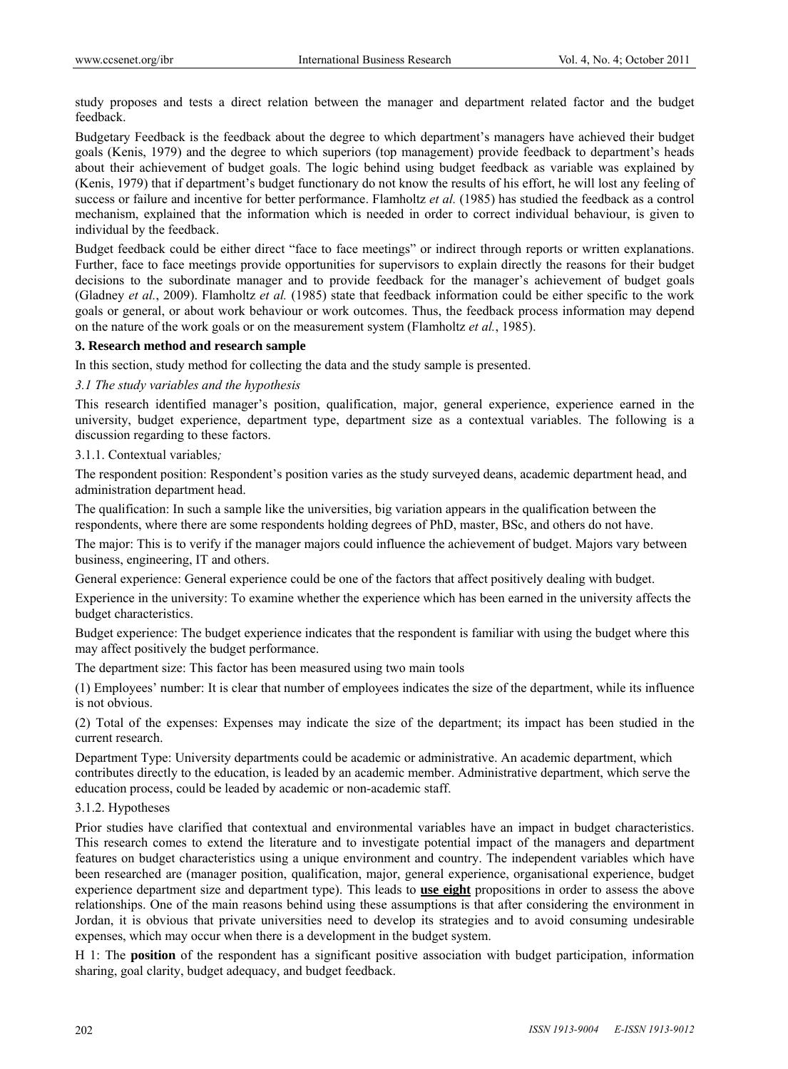study proposes and tests a direct relation between the manager and department related factor and the budget feedback.

Budgetary Feedback is the feedback about the degree to which department's managers have achieved their budget goals (Kenis, 1979) and the degree to which superiors (top management) provide feedback to department's heads about their achievement of budget goals. The logic behind using budget feedback as variable was explained by (Kenis, 1979) that if department's budget functionary do not know the results of his effort, he will lost any feeling of success or failure and incentive for better performance. Flamholtz *et al.* (1985) has studied the feedback as a control mechanism, explained that the information which is needed in order to correct individual behaviour, is given to individual by the feedback.

Budget feedback could be either direct "face to face meetings" or indirect through reports or written explanations. Further, face to face meetings provide opportunities for supervisors to explain directly the reasons for their budget decisions to the subordinate manager and to provide feedback for the manager's achievement of budget goals (Gladney *et al.*, 2009). Flamholtz *et al.* (1985) state that feedback information could be either specific to the work goals or general, or about work behaviour or work outcomes. Thus, the feedback process information may depend on the nature of the work goals or on the measurement system (Flamholtz *et al.*, 1985).

## 3. Research method and research sample

In this section, study method for collecting the data and the study sample is presented.

### *3.1 The study variables and the hypothesis*

This research identified manager's position, qualification, major, general experience, experience earned in the university, budget experience, department type, department size as a contextual variables. The following is a discussion regarding to these factors.

#### 3.1.1. Contextual variables*;*

The respondent position: Respondent's position varies as the study surveyed deans, academic department head, and administration department head.

The qualification: In such a sample like the universities, big variation appears in the qualification between the respondents, where there are some respondents holding degrees of PhD, master, BSc, and others do not have.

The major: This is to verify if the manager majors could influence the achievement of budget. Majors vary between business, engineering, IT and others.

General experience: General experience could be one of the factors that affect positively dealing with budget.

Experience in the university: To examine whether the experience which has been earned in the university affects the budget characteristics.

Budget experience: The budget experience indicates that the respondent is familiar with using the budget where this may affect positively the budget performance.

The department size: This factor has been measured using two main tools

(1) Employees' number: It is clear that number of employees indicates the size of the department, while its influence is not obvious.

(2) Total of the expenses: Expenses may indicate the size of the department; its impact has been studied in the current research.

Department Type: University departments could be academic or administrative. An academic department, which contributes directly to the education, is leaded by an academic member. Administrative department, which serve the education process, could be leaded by academic or non-academic staff.

#### 3.1.2. Hypotheses

Prior studies have clarified that contextual and environmental variables have an impact in budget characteristics. This research comes to extend the literature and to investigate potential impact of the managers and department features on budget characteristics using a unique environment and country. The independent variables which have been researched are (manager position, qualification, major, general experience, organisational experience, budget experience department size and department type). This leads to **use eight** propositions in order to assess the above relationships. One of the main reasons behind using these assumptions is that after considering the environment in Jordan, it is obvious that private universities need to develop its strategies and to avoid consuming undesirable expenses, which may occur when there is a development in the budget system.

H 1: The **position** of the respondent has a significant positive association with budget participation, information sharing, goal clarity, budget adequacy, and budget feedback.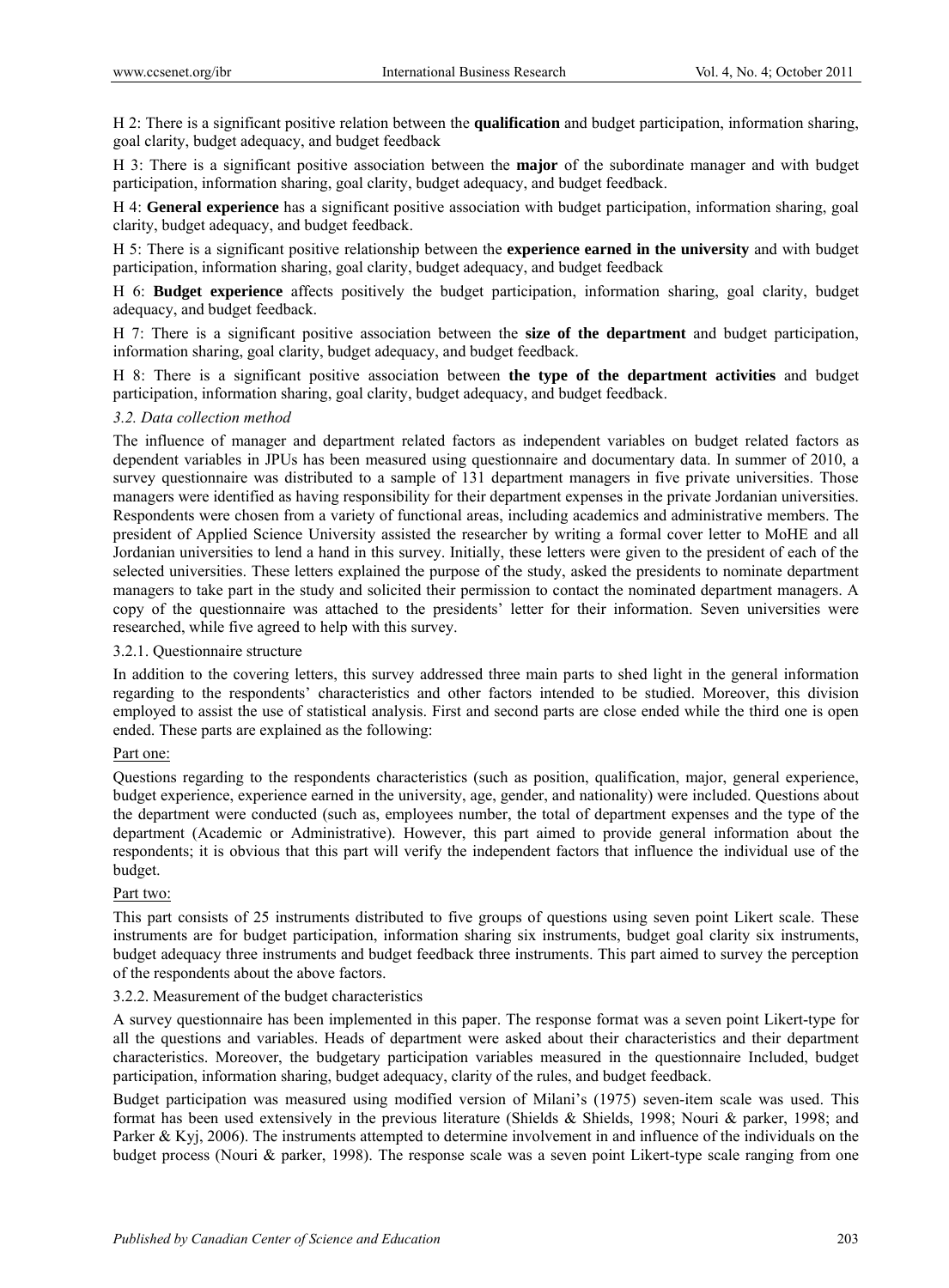H 2: There is a significant positive relation between the **qualification** and budget participation, information sharing, goal clarity, budget adequacy, and budget feedback

H 3: There is a significant positive association between the **major** of the subordinate manager and with budget participation, information sharing, goal clarity, budget adequacy, and budget feedback.

H 4: **General experience** has a significant positive association with budget participation, information sharing, goal clarity, budget adequacy, and budget feedback.

H 5: There is a significant positive relationship between the **experience earned in the university** and with budget participation, information sharing, goal clarity, budget adequacy, and budget feedback

H 6: **Budget experience** affects positively the budget participation, information sharing, goal clarity, budget adequacy, and budget feedback.

H 7: There is a significant positive association between the **size of the department** and budget participation, information sharing, goal clarity, budget adequacy, and budget feedback.

H 8: There is a significant positive association between **the type of the department activities** and budget participation, information sharing, goal clarity, budget adequacy, and budget feedback.

### *3.2. Data collection method*

The influence of manager and department related factors as independent variables on budget related factors as dependent variables in JPUs has been measured using questionnaire and documentary data. In summer of 2010, a survey questionnaire was distributed to a sample of 131 department managers in five private universities. Those managers were identified as having responsibility for their department expenses in the private Jordanian universities. Respondents were chosen from a variety of functional areas, including academics and administrative members. The president of Applied Science University assisted the researcher by writing a formal cover letter to MoHE and all Jordanian universities to lend a hand in this survey. Initially, these letters were given to the president of each of the selected universities. These letters explained the purpose of the study, asked the presidents to nominate department managers to take part in the study and solicited their permission to contact the nominated department managers. A copy of the questionnaire was attached to the presidents' letter for their information. Seven universities were researched, while five agreed to help with this survey.

#### 3.2.1. Questionnaire structure

In addition to the covering letters, this survey addressed three main parts to shed light in the general information regarding to the respondents' characteristics and other factors intended to be studied. Moreover, this division employed to assist the use of statistical analysis. First and second parts are close ended while the third one is open ended. These parts are explained as the following:

Part one:

Questions regarding to the respondents characteristics (such as position, qualification, major, general experience, budget experience, experience earned in the university, age, gender, and nationality) were included. Questions about the department were conducted (such as, employees number, the total of department expenses and the type of the department (Academic or Administrative). However, this part aimed to provide general information about the respondents; it is obvious that this part will verify the independent factors that influence the individual use of the budget.

Part two:

This part consists of 25 instruments distributed to five groups of questions using seven point Likert scale. These instruments are for budget participation, information sharing six instruments, budget goal clarity six instruments, budget adequacy three instruments and budget feedback three instruments. This part aimed to survey the perception of the respondents about the above factors.

#### 3.2.2. Measurement of the budget characteristics

A survey questionnaire has been implemented in this paper. The response format was a seven point Likert-type for all the questions and variables. Heads of department were asked about their characteristics and their department characteristics. Moreover, the budgetary participation variables measured in the questionnaire Included, budget participation, information sharing, budget adequacy, clarity of the rules, and budget feedback.

Budget participation was measured using modified version of Milani's (1975) seven-item scale was used. This format has been used extensively in the previous literature (Shields & Shields, 1998; Nouri & parker, 1998; and Parker & Kyj, 2006). The instruments attempted to determine involvement in and influence of the individuals on the budget process (Nouri & parker, 1998). The response scale was a seven point Likert-type scale ranging from one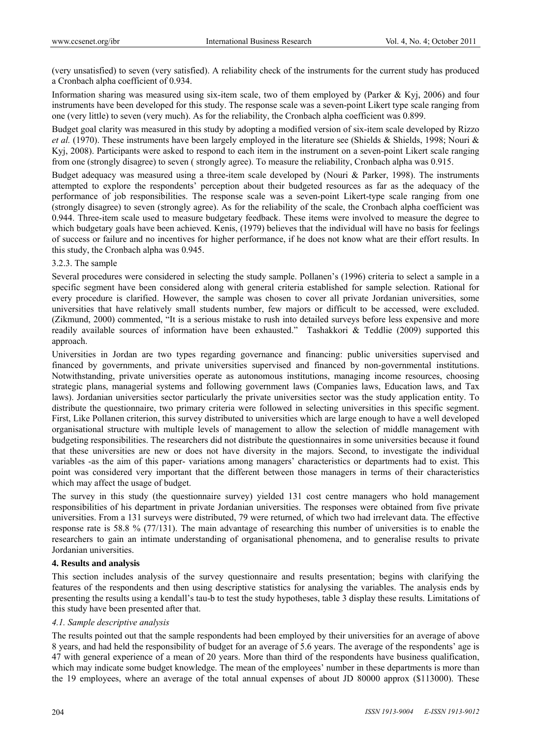(very unsatisfied) to seven (very satisfied). A reliability check of the instruments for the current study has produced a Cronbach alpha coefficient of 0.934.

Information sharing was measured using six-item scale, two of them employed by (Parker & Kyj, 2006) and four instruments have been developed for this study. The response scale was a seven-point Likert type scale ranging from one (very little) to seven (very much). As for the reliability, the Cronbach alpha coefficient was 0.899.

Budget goal clarity was measured in this study by adopting a modified version of six-item scale developed by Rizzo *et al.* (1970). These instruments have been largely employed in the literature see (Shields & Shields, 1998; Nouri & Kyj, 2008). Participants were asked to respond to each item in the instrument on a seven-point Likert scale ranging from one (strongly disagree) to seven ( strongly agree). To measure the reliability, Cronbach alpha was 0.915.

Budget adequacy was measured using a three-item scale developed by (Nouri & Parker, 1998). The instruments attempted to explore the respondents' perception about their budgeted resources as far as the adequacy of the performance of job responsibilities. The response scale was a seven-point Likert-type scale ranging from one (strongly disagree) to seven (strongly agree). As for the reliability of the scale, the Cronbach alpha coefficient was 0.944. Three-item scale used to measure budgetary feedback. These items were involved to measure the degree to which budgetary goals have been achieved. Kenis, (1979) believes that the individual will have no basis for feelings of success or failure and no incentives for higher performance, if he does not know what are their effort results. In this study, the Cronbach alpha was 0.945.

3.2.3. The sample

Several procedures were considered in selecting the study sample. Pollanen's (1996) criteria to select a sample in a specific segment have been considered along with general criteria established for sample selection. Rational for every procedure is clarified. However, the sample was chosen to cover all private Jordanian universities, some universities that have relatively small students number, few majors or difficult to be accessed, were excluded. (Zikmund, 2000) commented, "It is a serious mistake to rush into detailed surveys before less expensive and more readily available sources of information have been exhausted." Tashakkori & Teddlie (2009) supported this approach.

Universities in Jordan are two types regarding governance and financing: public universities supervised and financed by governments, and private universities supervised and financed by non-governmental institutions. Notwithstanding, private universities operate as autonomous institutions, managing income resources, choosing strategic plans, managerial systems and following government laws (Companies laws, Education laws, and Tax laws). Jordanian universities sector particularly the private universities sector was the study application entity. To distribute the questionnaire, two primary criteria were followed in selecting universities in this specific segment. First, Like Pollanen criterion, this survey distributed to universities which are large enough to have a well developed organisational structure with multiple levels of management to allow the selection of middle management with budgeting responsibilities. The researchers did not distribute the questionnaires in some universities because it found that these universities are new or does not have diversity in the majors. Second, to investigate the individual variables -as the aim of this paper- variations among managers' characteristics or departments had to exist. This point was considered very important that the different between those managers in terms of their characteristics which may affect the usage of budget.

The survey in this study (the questionnaire survey) yielded 131 cost centre managers who hold management responsibilities of his department in private Jordanian universities. The responses were obtained from five private universities. From a 131 surveys were distributed, 79 were returned, of which two had irrelevant data. The effective response rate is 58.8 % (77/131). The main advantage of researching this number of universities is to enable the researchers to gain an intimate understanding of organisational phenomena, and to generalise results to private Jordanian universities.

## 4. Results and analysis

This section includes analysis of the survey questionnaire and results presentation; begins with clarifying the features of the respondents and then using descriptive statistics for analysing the variables. The analysis ends by presenting the results using a kendall's tau-b to test the study hypotheses, table 3 display these results. Limitations of this study have been presented after that.

### *4.1. Sample descriptive analysis*

The results pointed out that the sample respondents had been employed by their universities for an average of above 8 years, and had held the responsibility of budget for an average of 5.6 years. The average of the respondents' age is 47 with general experience of a mean of 20 years. More than third of the respondents have business qualification, which may indicate some budget knowledge. The mean of the employees' number in these departments is more than the 19 employees, where an average of the total annual expenses of about JD 80000 approx ($113000). These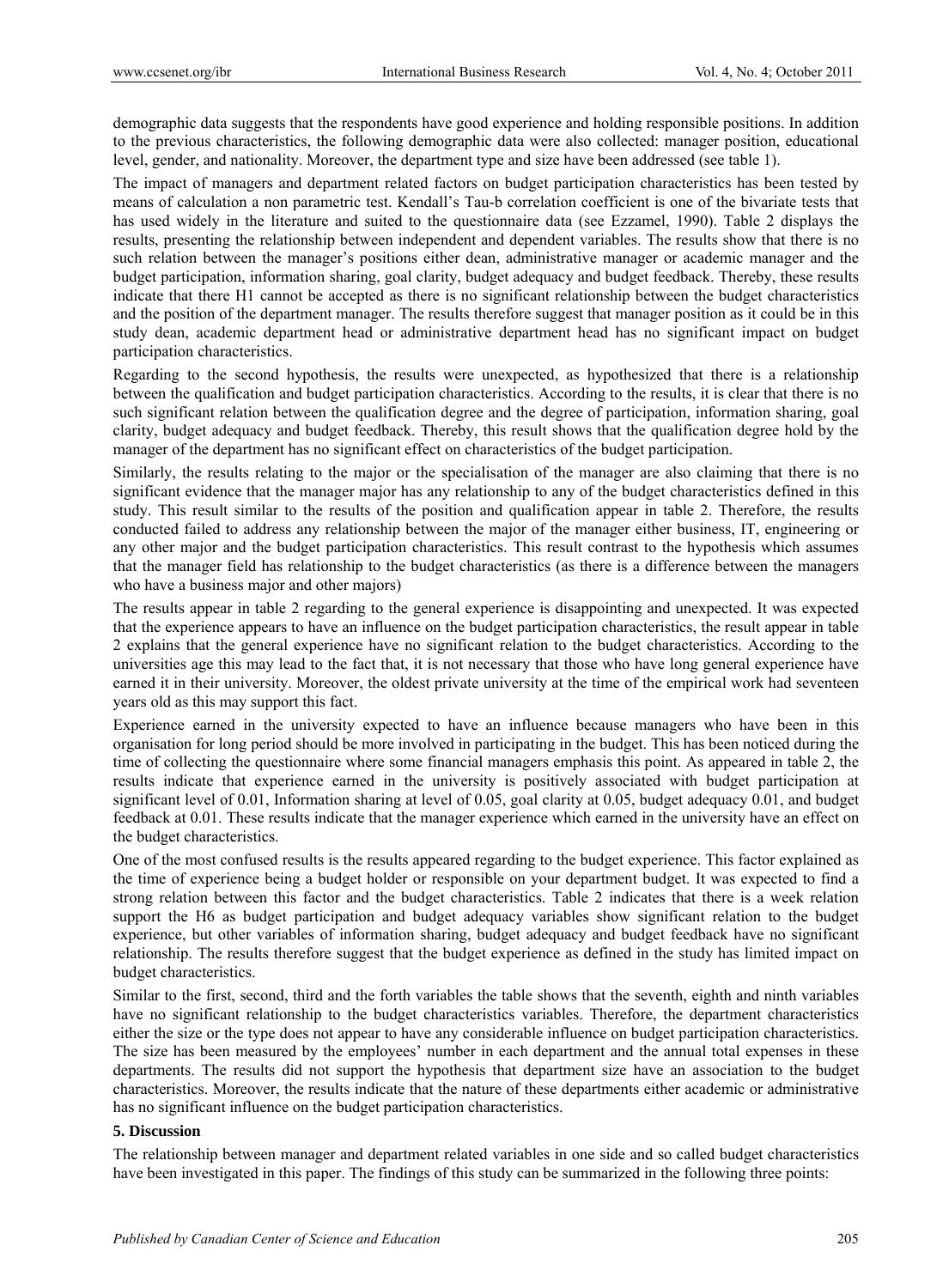demographic data suggests that the respondents have good experience and holding responsible positions. In addition to the previous characteristics, the following demographic data were also collected: manager position, educational level, gender, and nationality. Moreover, the department type and size have been addressed (see table 1).

The impact of managers and department related factors on budget participation characteristics has been tested by means of calculation a non parametric test. Kendall's Tau-b correlation coefficient is one of the bivariate tests that has used widely in the literature and suited to the questionnaire data (see Ezzamel, 1990). Table 2 displays the results, presenting the relationship between independent and dependent variables. The results show that there is no such relation between the manager's positions either dean, administrative manager or academic manager and the budget participation, information sharing, goal clarity, budget adequacy and budget feedback. Thereby, these results indicate that there H1 cannot be accepted as there is no significant relationship between the budget characteristics and the position of the department manager. The results therefore suggest that manager position as it could be in this study dean, academic department head or administrative department head has no significant impact on budget participation characteristics.

Regarding to the second hypothesis, the results were unexpected, as hypothesized that there is a relationship between the qualification and budget participation characteristics. According to the results, it is clear that there is no such significant relation between the qualification degree and the degree of participation, information sharing, goal clarity, budget adequacy and budget feedback. Thereby, this result shows that the qualification degree hold by the manager of the department has no significant effect on characteristics of the budget participation.

Similarly, the results relating to the major or the specialisation of the manager are also claiming that there is no significant evidence that the manager major has any relationship to any of the budget characteristics defined in this study. This result similar to the results of the position and qualification appear in table 2. Therefore, the results conducted failed to address any relationship between the major of the manager either business, IT, engineering or any other major and the budget participation characteristics. This result contrast to the hypothesis which assumes that the manager field has relationship to the budget characteristics (as there is a difference between the managers who have a business major and other majors)

The results appear in table 2 regarding to the general experience is disappointing and unexpected. It was expected that the experience appears to have an influence on the budget participation characteristics, the result appear in table 2 explains that the general experience have no significant relation to the budget characteristics. According to the universities age this may lead to the fact that, it is not necessary that those who have long general experience have earned it in their university. Moreover, the oldest private university at the time of the empirical work had seventeen years old as this may support this fact.

Experience earned in the university expected to have an influence because managers who have been in this organisation for long period should be more involved in participating in the budget. This has been noticed during the time of collecting the questionnaire where some financial managers emphasis this point. As appeared in table 2, the results indicate that experience earned in the university is positively associated with budget participation at significant level of 0.01, Information sharing at level of 0.05, goal clarity at 0.05, budget adequacy 0.01, and budget feedback at 0.01. These results indicate that the manager experience which earned in the university have an effect on the budget characteristics.

One of the most confused results is the results appeared regarding to the budget experience. This factor explained as the time of experience being a budget holder or responsible on your department budget. It was expected to find a strong relation between this factor and the budget characteristics. Table 2 indicates that there is a week relation support the H6 as budget participation and budget adequacy variables show significant relation to the budget experience, but other variables of information sharing, budget adequacy and budget feedback have no significant relationship. The results therefore suggest that the budget experience as defined in the study has limited impact on budget characteristics.

Similar to the first, second, third and the forth variables the table shows that the seventh, eighth and ninth variables have no significant relationship to the budget characteristics variables. Therefore, the department characteristics either the size or the type does not appear to have any considerable influence on budget participation characteristics. The size has been measured by the employees' number in each department and the annual total expenses in these departments. The results did not support the hypothesis that department size have an association to the budget characteristics. Moreover, the results indicate that the nature of these departments either academic or administrative has no significant influence on the budget participation characteristics.

## 5. Discussion

The relationship between manager and department related variables in one side and so called budget characteristics have been investigated in this paper. The findings of this study can be summarized in the following three points: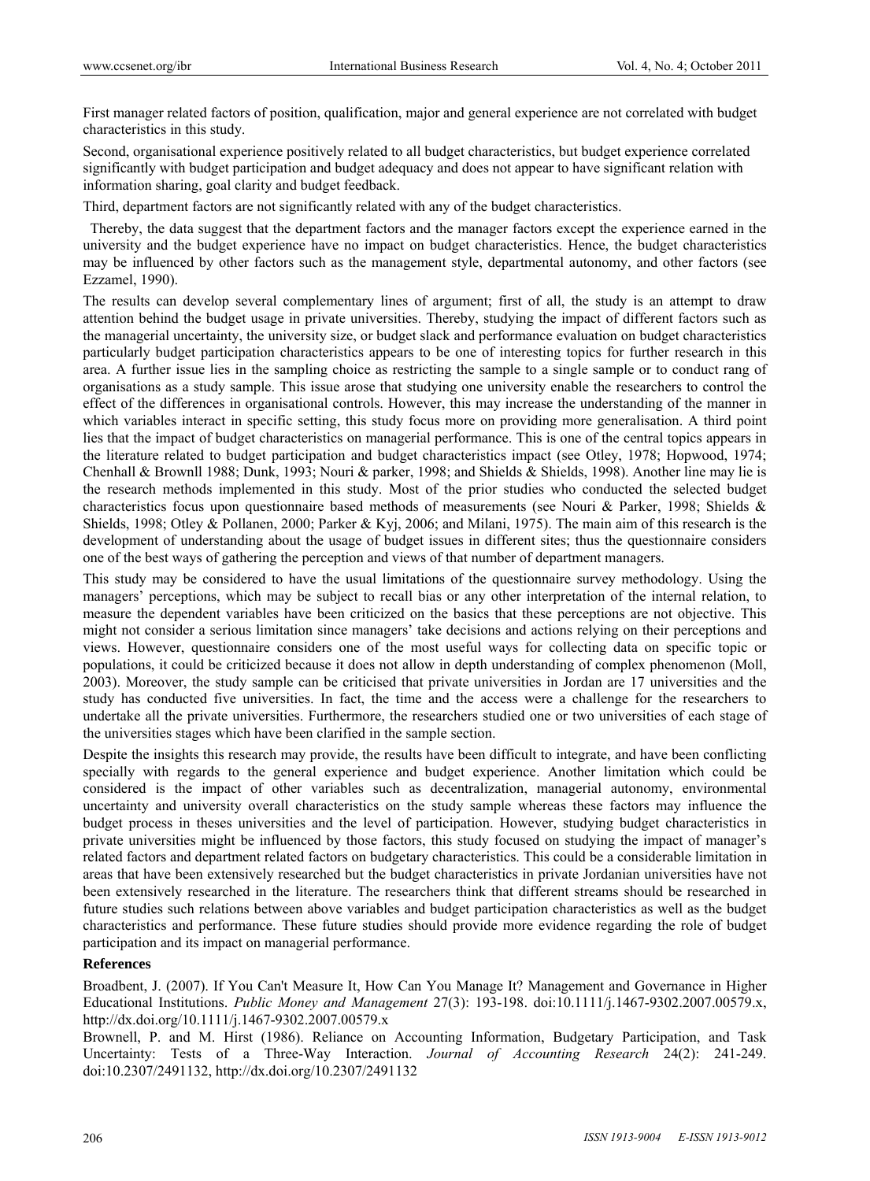First manager related factors of position, qualification, major and general experience are not correlated with budget characteristics in this study.

Second, organisational experience positively related to all budget characteristics, but budget experience correlated significantly with budget participation and budget adequacy and does not appear to have significant relation with information sharing, goal clarity and budget feedback.

Third, department factors are not significantly related with any of the budget characteristics.

Thereby, the data suggest that the department factors and the manager factors except the experience earned in the university and the budget experience have no impact on budget characteristics. Hence, the budget characteristics may be influenced by other factors such as the management style, departmental autonomy, and other factors (see Ezzamel, 1990).

The results can develop several complementary lines of argument; first of all, the study is an attempt to draw attention behind the budget usage in private universities. Thereby, studying the impact of different factors such as the managerial uncertainty, the university size, or budget slack and performance evaluation on budget characteristics particularly budget participation characteristics appears to be one of interesting topics for further research in this area. A further issue lies in the sampling choice as restricting the sample to a single sample or to conduct rang of organisations as a study sample. This issue arose that studying one university enable the researchers to control the effect of the differences in organisational controls. However, this may increase the understanding of the manner in which variables interact in specific setting, this study focus more on providing more generalisation. A third point lies that the impact of budget characteristics on managerial performance. This is one of the central topics appears in the literature related to budget participation and budget characteristics impact (see Otley, 1978; Hopwood, 1974; Chenhall & Brownll 1988; Dunk, 1993; Nouri & parker, 1998; and Shields & Shields, 1998). Another line may lie is the research methods implemented in this study. Most of the prior studies who conducted the selected budget characteristics focus upon questionnaire based methods of measurements (see Nouri & Parker, 1998; Shields & Shields, 1998; Otley & Pollanen, 2000; Parker & Kyj, 2006; and Milani, 1975). The main aim of this research is the development of understanding about the usage of budget issues in different sites; thus the questionnaire considers one of the best ways of gathering the perception and views of that number of department managers.

This study may be considered to have the usual limitations of the questionnaire survey methodology. Using the managers' perceptions, which may be subject to recall bias or any other interpretation of the internal relation, to measure the dependent variables have been criticized on the basics that these perceptions are not objective. This might not consider a serious limitation since managers' take decisions and actions relying on their perceptions and views. However, questionnaire considers one of the most useful ways for collecting data on specific topic or populations, it could be criticized because it does not allow in depth understanding of complex phenomenon (Moll, 2003). Moreover, the study sample can be criticised that private universities in Jordan are 17 universities and the study has conducted five universities. In fact, the time and the access were a challenge for the researchers to undertake all the private universities. Furthermore, the researchers studied one or two universities of each stage of the universities stages which have been clarified in the sample section.

Despite the insights this research may provide, the results have been difficult to integrate, and have been conflicting specially with regards to the general experience and budget experience. Another limitation which could be considered is the impact of other variables such as decentralization, managerial autonomy, environmental uncertainty and university overall characteristics on the study sample whereas these factors may influence the budget process in theses universities and the level of participation. However, studying budget characteristics in private universities might be influenced by those factors, this study focused on studying the impact of manager's related factors and department related factors on budgetary characteristics. This could be a considerable limitation in areas that have been extensively researched but the budget characteristics in private Jordanian universities have not been extensively researched in the literature. The researchers think that different streams should be researched in future studies such relations between above variables and budget participation characteristics as well as the budget characteristics and performance. These future studies should provide more evidence regarding the role of budget participation and its impact on managerial performance.

## References

Broadbent, J. (2007). If You Can't Measure It, How Can You Manage It? Management and Governance in Higher Educational Institutions. *Public Money and Management* 27(3): 193-198. doi:10.1111/j.1467-9302.2007.00579.x, http://dx.doi.org/10.1111/j.1467-9302.2007.00579.x

Brownell, P. and M. Hirst (1986). Reliance on Accounting Information, Budgetary Participation, and Task Uncertainty: Tests of a Three-Way Interaction. *Journal of Accounting Research* 24(2): 241-249. doi:10.2307/2491132, http://dx.doi.org/10.2307/2491132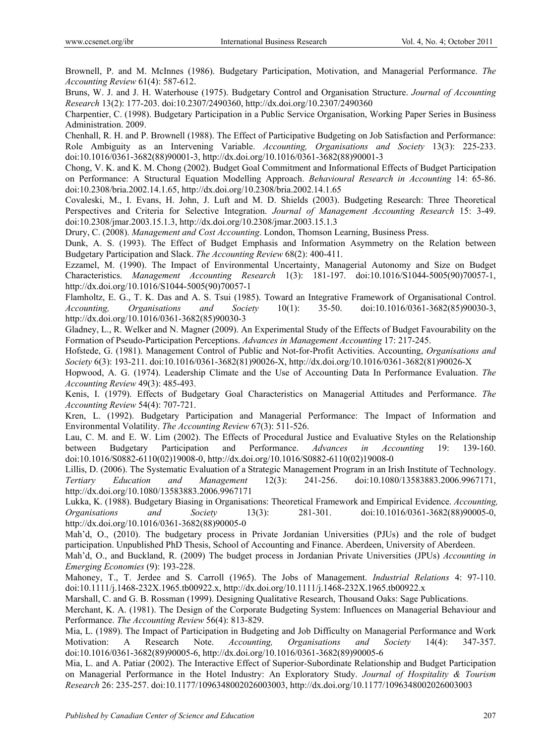Brownell, P. and M. McInnes (1986). Budgetary Participation, Motivation, and Managerial Performance. *The Accounting Review* 61(4): 587-612.

Bruns, W. J. and J. H. Waterhouse (1975). Budgetary Control and Organisation Structure. *Journal of Accounting Research* 13(2): 177-203. doi:10.2307/2490360, http://dx.doi.org/10.2307/2490360

Charpentier, C. (1998). Budgetary Participation in a Public Service Organisation, Working Paper Series in Business Administration. 2009.

Chenhall, R. H. and P. Brownell (1988). The Effect of Participative Budgeting on Job Satisfaction and Performance: Role Ambiguity as an Intervening Variable. *Accounting, Organisations and Society* 13(3): 225-233. doi:10.1016/0361-3682(88)90001-3, http://dx.doi.org/10.1016/0361-3682(88)90001-3

Chong, V. K. and K. M. Chong (2002). Budget Goal Commitment and Informational Effects of Budget Participation on Performance: A Structural Equation Modelling Approach. *Behavioural Research in Accounting* 14: 65-86. doi:10.2308/bria.2002.14.1.65, http://dx.doi.org/10.2308/bria.2002.14.1.65

Covaleski, M., I. Evans, H. John, J. Luft and M. D. Shields (2003). Budgeting Research: Three Theoretical Perspectives and Criteria for Selective Integration. *Journal of Management Accounting Research* 15: 3-49. doi:10.2308/jmar.2003.15.1.3, http://dx.doi.org/10.2308/jmar.2003.15.1.3

Drury, C. (2008). *Management and Cost Accounting*. London, Thomson Learning, Business Press.

Dunk, A. S. (1993). The Effect of Budget Emphasis and Information Asymmetry on the Relation between Budgetary Participation and Slack. *The Accounting Review* 68(2): 400-411.

Ezzamel, M. (1990). The Impact of Environmental Uncertainty, Managerial Autonomy and Size on Budget Characteristics. *Management Accounting Research* 1(3): 181-197. doi:10.1016/S1044-5005(90)70057-1, http://dx.doi.org/10.1016/S1044-5005(90)70057-1

Flamholtz, E. G., T. K. Das and A. S. Tsui (1985). Toward an Integrative Framework of Organisational Control. *Accounting, Organisations and Society* 10(1): 35-50. doi:10.1016/0361-3682(85)90030-3, http://dx.doi.org/10.1016/0361-3682(85)90030-3

Gladney, L., R. Welker and N. Magner (2009). An Experimental Study of the Effects of Budget Favourability on the Formation of Pseudo-Participation Perceptions. *Advances in Management Accounting* 17: 217-245.

Hofstede, G. (1981). Management Control of Public and Not-for-Profit Activities. Accounting, *Organisations and Society* 6(3): 193-211. doi:10.1016/0361-3682(81)90026-X, http://dx.doi.org/10.1016/0361-3682(81)90026-X

Hopwood, A. G. (1974). Leadership Climate and the Use of Accounting Data In Performance Evaluation. *The Accounting Review* 49(3): 485-493.

Kenis, I. (1979). Effects of Budgetary Goal Characteristics on Managerial Attitudes and Performance. *The Accounting Review* 54(4): 707-721.

Kren, L. (1992). Budgetary Participation and Managerial Performance: The Impact of Information and Environmental Volatility. *The Accounting Review* 67(3): 511-526.

Lau, C. M. and E. W. Lim (2002). The Effects of Procedural Justice and Evaluative Styles on the Relationship between Budgetary Participation and Performance. *Advances in Accounting* 19: 139-160. doi:10.1016/S0882-6110(02)19008-0, http://dx.doi.org/10.1016/S0882-6110(02)19008-0

Lillis, D. (2006). The Systematic Evaluation of a Strategic Management Program in an Irish Institute of Technology. *Tertiary Education and Management* 12(3): 241-256. doi:10.1080/13583883.2006.9967171, http://dx.doi.org/10.1080/13583883.2006.9967171

Lukka, K. (1988). Budgetary Biasing in Organisations: Theoretical Framework and Empirical Evidence. *Accounting, Organisations and Society* 13(3): 281-301. doi:10.1016/0361-3682(88)90005-0, http://dx.doi.org/10.1016/0361-3682(88)90005-0

Mah'd, O., (2010). The budgetary process in Private Jordanian Universities (PJUs) and the role of budget participation. Unpublished PhD Thesis, School of Accounting and Finance. Aberdeen, University of Aberdeen.

Mah'd, O., and Buckland, R. (2009) The budget process in Jordanian Private Universities (JPUs) *Accounting in Emerging Economies* (9): 193-228.

Mahoney, T., T. Jerdee and S. Carroll (1965). The Jobs of Management. *Industrial Relations* 4: 97-110. doi:10.1111/j.1468-232X.1965.tb00922.x, http://dx.doi.org/10.1111/j.1468-232X.1965.tb00922.x

Marshall, C. and G. B. Rossman (1999). Designing Qualitative Research, Thousand Oaks: Sage Publications.

Merchant, K. A. (1981). The Design of the Corporate Budgeting System: Influences on Managerial Behaviour and Performance. *The Accounting Review* 56(4): 813-829.

Mia, L. (1989). The Impact of Participation in Budgeting and Job Difficulty on Managerial Performance and Work Motivation: A Research Note. *Accounting, Organisations and Society* 14(4): 347-357. doi:10.1016/0361-3682(89)90005-6, http://dx.doi.org/10.1016/0361-3682(89)90005-6

Mia, L. and A. Patiar (2002). The Interactive Effect of Superior-Subordinate Relationship and Budget Participation on Managerial Performance in the Hotel Industry: An Exploratory Study. *Journal of Hospitality & Tourism Research* 26: 235-257. doi:10.1177/1096348002026003003, http://dx.doi.org/10.1177/1096348002026003003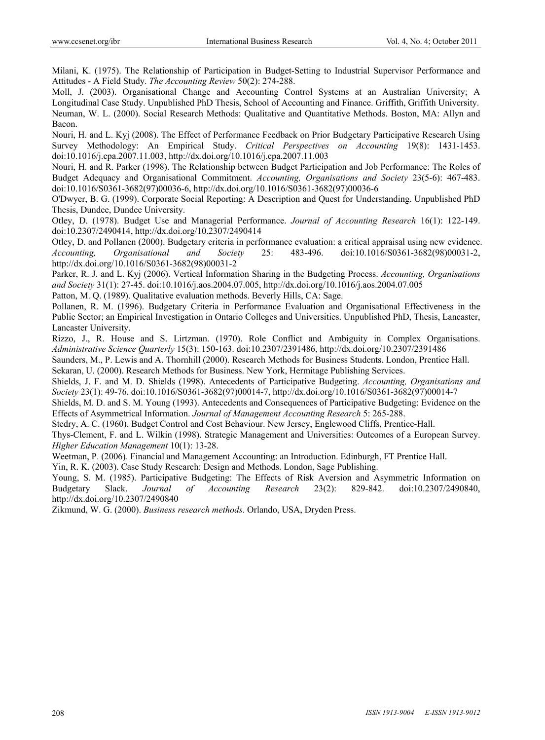Milani, K. (1975). The Relationship of Participation in Budget-Setting to Industrial Supervisor Performance and Attitudes - A Field Study. *The Accounting Review* 50(2): 274-288.

Moll, J. (2003). Organisational Change and Accounting Control Systems at an Australian University; A Longitudinal Case Study. Unpublished PhD Thesis, School of Accounting and Finance. Griffith, Griffith University.

Neuman, W. L. (2000). Social Research Methods: Qualitative and Quantitative Methods. Boston, MA: Allyn and Bacon.

Nouri, H. and L. Kyj (2008). The Effect of Performance Feedback on Prior Budgetary Participative Research Using Survey Methodology: An Empirical Study. *Critical Perspectives on Accounting* 19(8): 1431-1453. doi:10.1016/j.cpa.2007.11.003, http://dx.doi.org/10.1016/j.cpa.2007.11.003

Nouri, H. and R. Parker (1998). The Relationship between Budget Participation and Job Performance: The Roles of Budget Adequacy and Organisational Commitment. *Accounting, Organisations and Society* 23(5-6): 467-483. doi:10.1016/S0361-3682(97)00036-6, http://dx.doi.org/10.1016/S0361-3682(97)00036-6

O'Dwyer, B. G. (1999). Corporate Social Reporting: A Description and Quest for Understanding. Unpublished PhD Thesis, Dundee, Dundee University.

Otley, D. (1978). Budget Use and Managerial Performance. *Journal of Accounting Research* 16(1): 122-149. doi:10.2307/2490414, http://dx.doi.org/10.2307/2490414

Otley, D. and Pollanen (2000). Budgetary criteria in performance evaluation: a critical appraisal using new evidence. *Accounting, Organisational and Society* 25: 483-496. doi:10.1016/S0361-3682(98)00031-2, http://dx.doi.org/10.1016/S0361-3682(98)00031-2

Parker, R. J. and L. Kyj (2006). Vertical Information Sharing in the Budgeting Process. *Accounting, Organisations and Society* 31(1): 27-45. doi:10.1016/j.aos.2004.07.005, http://dx.doi.org/10.1016/j.aos.2004.07.005

Patton, M. Q. (1989). Qualitative evaluation methods. Beverly Hills, CA: Sage.

Pollanen, R. M. (1996). Budgetary Criteria in Performance Evaluation and Organisational Effectiveness in the Public Sector; an Empirical Investigation in Ontario Colleges and Universities. Unpublished PhD, Thesis, Lancaster, Lancaster University.

Rizzo, J., R. House and S. Lirtzman. (1970). Role Conflict and Ambiguity in Complex Organisations. *Administrative Science Quarterly* 15(3): 150-163. doi:10.2307/2391486, http://dx.doi.org/10.2307/2391486

Saunders, M., P. Lewis and A. Thornhill (2000). Research Methods for Business Students. London, Prentice Hall.

Sekaran, U. (2000). Research Methods for Business. New York, Hermitage Publishing Services.

Shields, J. F. and M. D. Shields (1998). Antecedents of Participative Budgeting. *Accounting, Organisations and Society* 23(1): 49-76. doi:10.1016/S0361-3682(97)00014-7, http://dx.doi.org/10.1016/S0361-3682(97)00014-7

Shields, M. D. and S. M. Young (1993). Antecedents and Consequences of Participative Budgeting: Evidence on the Effects of Asymmetrical Information. *Journal of Management Accounting Research* 5: 265-288.

Stedry, A. C. (1960). Budget Control and Cost Behaviour. New Jersey, Englewood Cliffs, Prentice-Hall.

Thys-Clement, F. and L. Wilkin (1998). Strategic Management and Universities: Outcomes of a European Survey. *Higher Education Management* 10(1): 13-28.

Weetman, P. (2006). Financial and Management Accounting: an Introduction. Edinburgh, FT Prentice Hall.

Yin, R. K. (2003). Case Study Research: Design and Methods. London, Sage Publishing.

Young, S. M. (1985). Participative Budgeting: The Effects of Risk Aversion and Asymmetric Information on Budgetary Slack. *Journal of Accounting Research* 23(2): 829-842. doi:10.2307/2490840, http://dx.doi.org/10.2307/2490840

Zikmund, W. G. (2000). *Business research methods*. Orlando, USA, Dryden Press.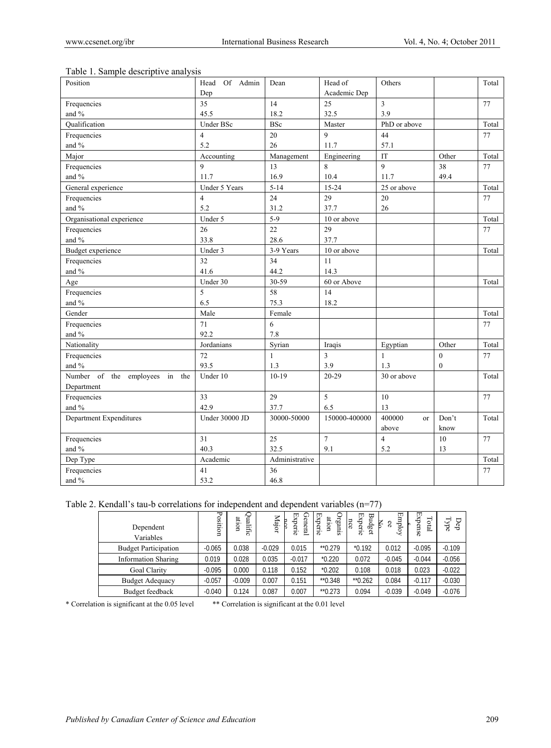Table 1. Sample descriptive analysis

| Position | Head Of Admin Dep | Dean | Head of Academic Dep | Others | | Total |
|---|---|---|---|---|---|---|
| Frequencies and % | 35<br>45.5 | 14<br>18.2 | 25<br>32.5 | 3<br>3.9 | | 77 |
| Qualification | Under BSc | BSc | Master | PhD or above | | Total |
| Frequencies and % | 4<br>5.2 | 20<br>26 | 9<br>11.7 | 44<br>57.1 | | 77 |
| Major | Accounting | Management | Engineering | IT | Other | Total |
| Frequencies and % | 9<br>11.7 | 13<br>16.9 | 8<br>10.4 | 9<br>11.7 | 38<br>49.4 | 77 |
| General experience | Under 5 Years | 5-14 | 15-24 | 25 or above | | Total |
| Frequencies and % | 4<br>5.2 | 24<br>31.2 | 29<br>37.7 | 20<br>26 | | 77 |
| Organisational experience | Under 5 | 5-9 | 10 or above | | | Total |
| Frequencies and % | 26<br>33.8 | 22<br>28.6 | 29<br>37.7 | | | 77 |
| Budget experience | Under 3 | 3-9 Years | 10 or above | | | Total |
| Frequencies and % | 32<br>41.6 | 34<br>44.2 | 11<br>14.3 | | | |
| Age | Under 30 | 30-59 | 60 or Above | | | Total |
| Frequencies and % | 5<br>6.5 | 58<br>75.3 | 14<br>18.2 | | | |
| Gender | Male | Female | | | | Total |
| Frequencies and % | 71<br>92.2 | 6<br>7.8 | | | | 77 |
| Nationality | Jordanians | Syrian | Iraqis | Egyptian | Other | Total |
| Frequencies and % | 72<br>93.5 | 1<br>1.3 | 3<br>3.9 | 1<br>1.3 | 0<br>0 | 77 |
| Number of the employees in the Department | Under 10 | 10-19 | 20-29 | 30 or above | | Total |
| Frequencies and % | 33<br>42.9 | 29<br>37.7 | 5<br>6.5 | 10<br>13 | | 77 |
| Department Expenditures | Under 30000 JD | 30000-50000 | 150000-400000 | 400000 or above | Don't know | Total |
| Frequencies and % | 31<br>40.3 | 25<br>32.5 | 7<br>9.1 | 4<br>5.2 | 10<br>13 | 77 |
| Dep Type | Academic | Administrative | | | | Total |
| Frequencies and % | 41<br>53.2 | 36<br>46.8 | | | | 77 |

Table 2. Kendall's tau-b correlations for independent and dependent variables (n=77)

| Dependent Variables | Position | Qualification | Major | General Experience | Organisation Experience | Budget Experience | Employee No | Total Expenses | Dep Type |
|---|---|---|---|---|---|---|---|---|---|
| Budget Participation | -0.065 | 0.038 | -0.029 | 0.015 | **0.279 | *0.192 | 0.012 | -0.095 | -0.109 |
| Information Sharing | 0.019 | 0.028 | 0.035 | -0.017 | *0.220 | 0.072 | -0.045 | -0.044 | -0.056 |
| Goal Clarity | -0.095 | 0.000 | 0.118 | 0.152 | *0.202 | 0.108 | 0.018 | 0.023 | -0.022 |
| Budget Adequacy | -0.057 | -0.009 | 0.007 | 0.151 | **0.348 | **0.262 | 0.084 | -0.117 | -0.030 |
| Budget feedback | -0.040 | 0.124 | 0.087 | 0.007 | **0.273 | 0.094 | -0.039 | -0.049 | -0.076 |

\* Correlation is significant at the 0.05 level  ** Correlation is significant at the 0.01 level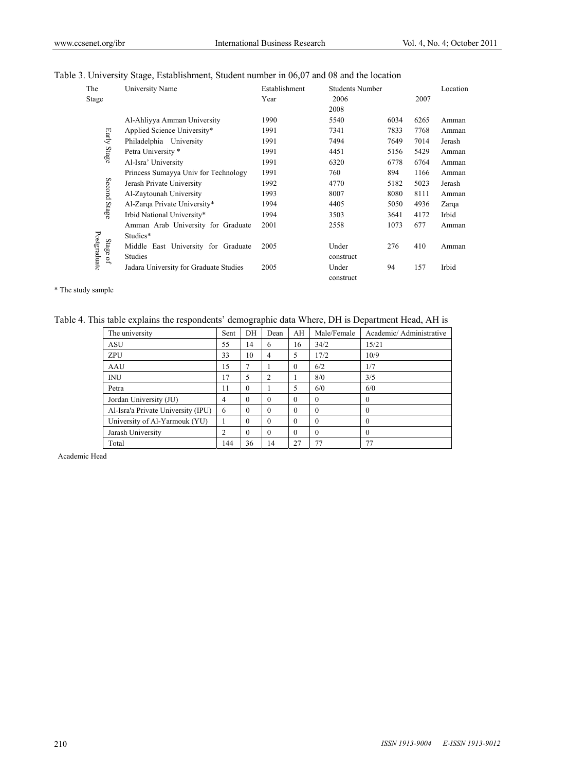Table 3. University Stage, Establishment, Student number in 06,07 and 08 and the location

| The Stage | University Name | Establishment Year | Students Number 2006 | 2007 | 2008 | Location |
|---|---|---|---|---|---|---|
| Early Stage | Al-Ahliyya Amman University | 1990 | 5540 | 6034 | 6265 | Amman |
| | Applied Science University* | 1991 | 7341 | 7833 | 7768 | Amman |
| | Philadelphia University | 1991 | 7494 | 7649 | 7014 | Jerash |
| | Petra University * | 1991 | 4451 | 5156 | 5429 | Amman |
| | Al-Isra' University | 1991 | 6320 | 6778 | 6764 | Amman |
| Second Stage | Princess Sumayya Univ for Technology | 1991 | 760 | 894 | 1166 | Amman |
| | Jerash Private University | 1992 | 4770 | 5182 | 5023 | Jerash |
| | Al-Zaytounah University | 1993 | 8007 | 8080 | 8111 | Amman |
| | Al-Zarqa Private University* | 1994 | 4405 | 5050 | 4936 | Zarqa |
| | Irbid National University* | 1994 | 3503 | 3641 | 4172 | Irbid |
| Stage of Postgraduate | Amman Arab University for Graduate Studies* | 2001 | 2558 | 1073 | 677 | Amman |
| | Middle East University for Graduate Studies | 2005 | Under construct | 276 | 410 | Amman |
| | Jadara University for Graduate Studies | 2005 | Under construct | 94 | 157 | Irbid |

\* The study sample

Table 4. This table explains the respondents' demographic data Where, DH is Department Head, AH is Academic Head

| The university | Sent | DH | Dean | AH | Male/Female | Academic/ Administrative |
|---|---|---|---|---|---|---|
| ASU | 55 | 14 | 6 | 16 | 34/2 | 15/21 |
| ZPU | 33 | 10 | 4 | 5 | 17/2 | 10/9 |
| AAU | 15 | 7 | 1 | 0 | 6/2 | 1/7 |
| INU | 17 | 5 | 2 | 1 | 8/0 | 3/5 |
| Petra | 11 | 0 | 1 | 5 | 6/0 | 6/0 |
| Jordan University (JU) | 4 | 0 | 0 | 0 | 0 | 0 |
| Al-Isra'a Private University (IPU) | 6 | 0 | 0 | 0 | 0 | 0 |
| University of Al-Yarmouk (YU) | 1 | 0 | 0 | 0 | 0 | 0 |
| Jarash University | 2 | 0 | 0 | 0 | 0 | 0 |
| Total | 144 | 36 | 14 | 27 | 77 | 77 |